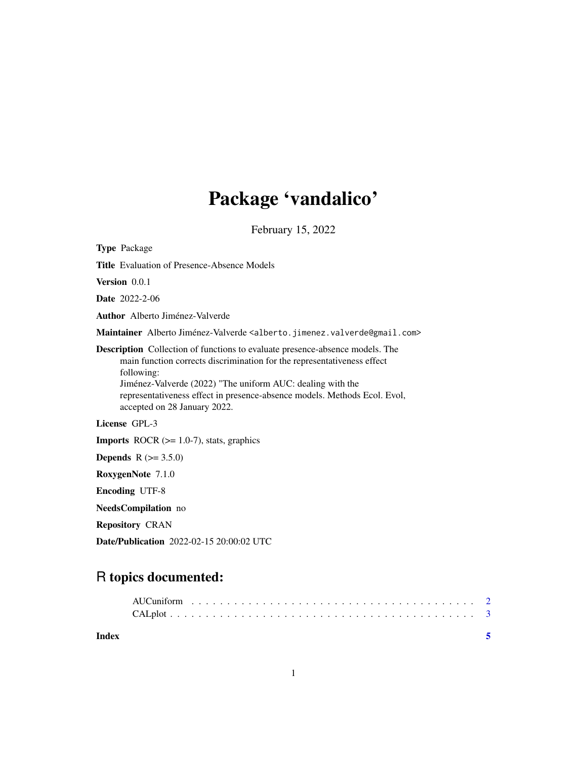# Package 'vandalico'

February 15, 2022

**Type** Package

**Title** Evaluation of Presence-Absence Models

**Version** 0.0.1

**Date** 2022-2-06

**Author** Alberto Jiménez-Valverde

**Maintainer** Alberto Jiménez-Valverde <alberto.jimenez.valverde@gmail.com>

**Description** Collection of functions to evaluate presence-absence models. The main function corrects discrimination for the representativeness effect following:
Jiménez-Valverde (2022) "The uniform AUC: dealing with the representativeness effect in presence-absence models. Methods Ecol. Evol, accepted on 28 January 2022.

**License** GPL-3

**Imports** ROCR (>= 1.0-7), stats, graphics

**Depends** R (>= 3.5.0)

**RoxygenNote** 7.1.0

**Encoding** UTF-8

**NeedsCompilation** no

**Repository** CRAN

**Date/Publication** 2022-02-15 20:00:02 UTC

## R topics documented:

| | |
|---|---|
| AUCuniform | 2 |
| CALplot | 3 |
| **Index** | **5** |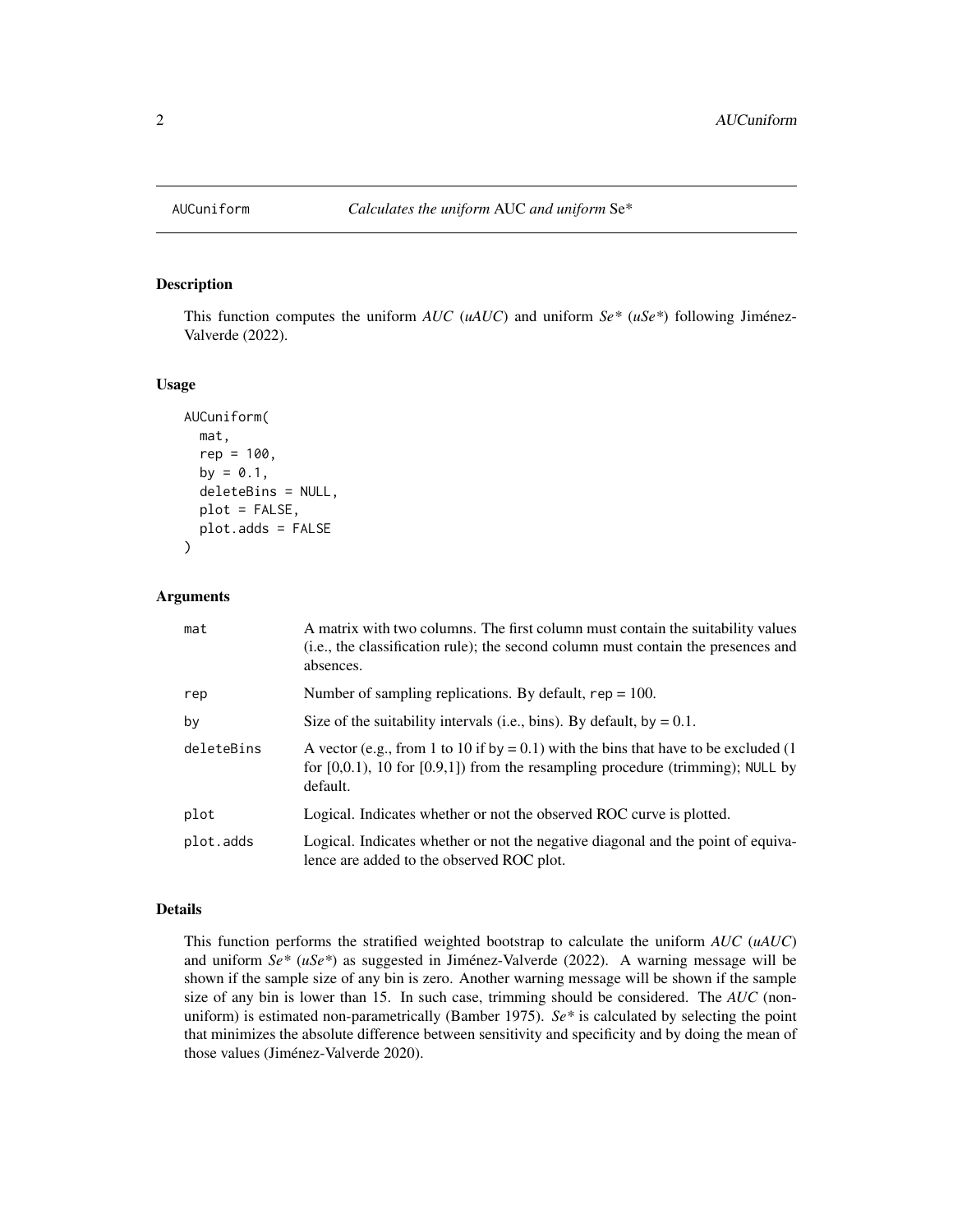# AUCuniform — *Calculates the uniform* AUC *and uniform* Se*

## Description

This function computes the uniform *AUC* (*uAUC*) and uniform *Se** (*uSe**) following Jiménez-Valverde (2022).

## Usage

```
AUCuniform(
  mat,
  rep = 100,
  by = 0.1,
  deleteBins = NULL,
  plot = FALSE,
  plot.adds = FALSE
)
```

## Arguments

| | |
|---|---|
| `mat` | A matrix with two columns. The first column must contain the suitability values (i.e., the classification rule); the second column must contain the presences and absences. |
| `rep` | Number of sampling replications. By default, `rep = 100`. |
| `by` | Size of the suitability intervals (i.e., bins). By default, `by = 0.1`. |
| `deleteBins` | A vector (e.g., from 1 to 10 if `by = 0.1`) with the bins that have to be excluded (1 for [0,0.1), 10 for [0.9,1]) from the resampling procedure (trimming); `NULL` by default. |
| `plot` | Logical. Indicates whether or not the observed ROC curve is plotted. |
| `plot.adds` | Logical. Indicates whether or not the negative diagonal and the point of equivalence are added to the observed ROC plot. |

## Details

This function performs the stratified weighted bootstrap to calculate the uniform *AUC* (*uAUC*) and uniform *Se** (*uSe**) as suggested in Jiménez-Valverde (2022). A warning message will be shown if the sample size of any bin is zero. Another warning message will be shown if the sample size of any bin is lower than 15. In such case, trimming should be considered. The *AUC* (non-uniform) is estimated non-parametrically (Bamber 1975). *Se** is calculated by selecting the point that minimizes the absolute difference between sensitivity and specificity and by doing the mean of those values (Jiménez-Valverde 2020).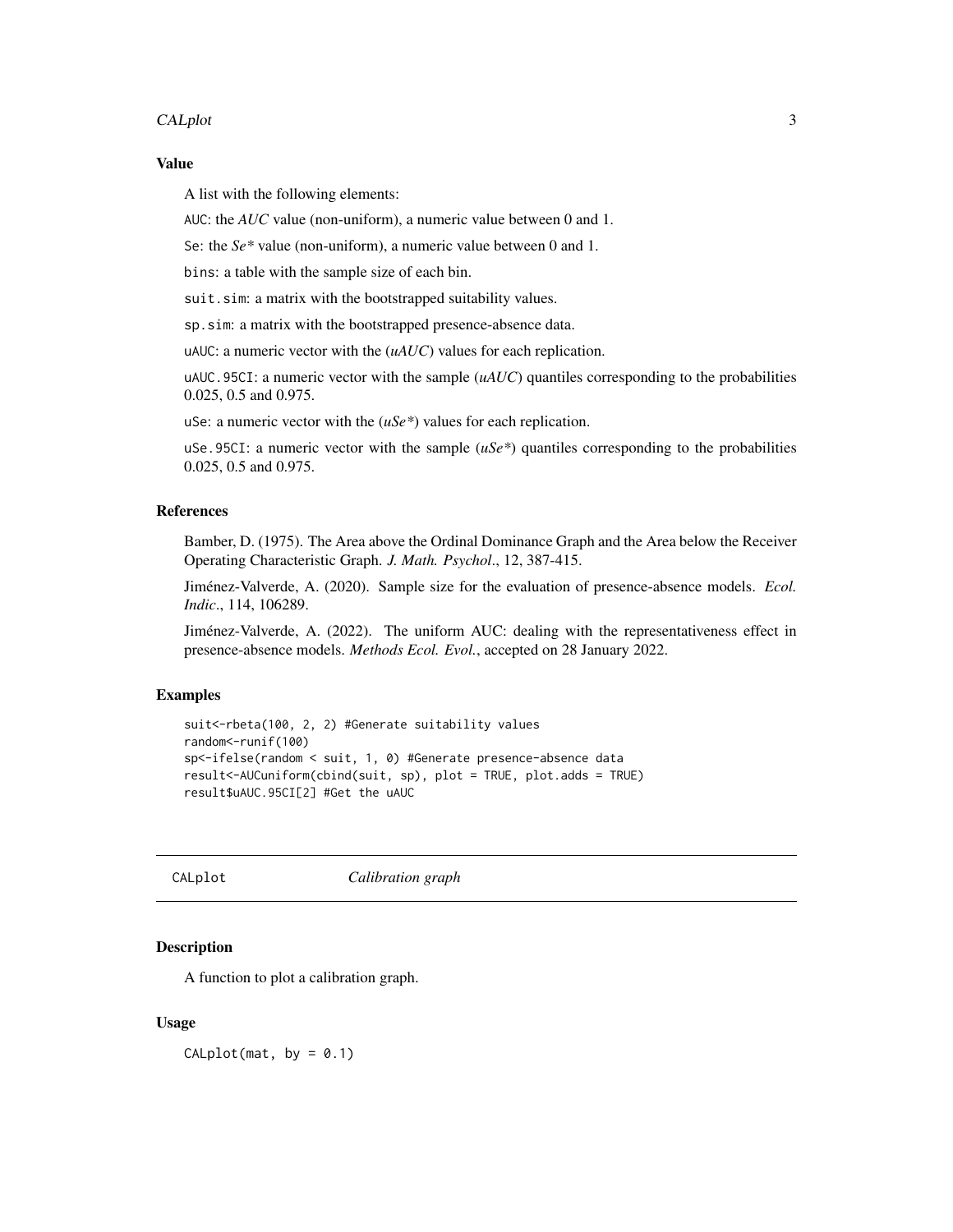### Value

A list with the following elements:

`AUC`: the *AUC* value (non-uniform), a numeric value between 0 and 1.

`Se`: the *Se** value (non-uniform), a numeric value between 0 and 1.

`bins`: a table with the sample size of each bin.

`suit.sim`: a matrix with the bootstrapped suitability values.

`sp.sim`: a matrix with the bootstrapped presence-absence data.

`uAUC`: a numeric vector with the (*uAUC*) values for each replication.

`uAUC.95CI`: a numeric vector with the sample (*uAUC*) quantiles corresponding to the probabilities 0.025, 0.5 and 0.975.

`uSe`: a numeric vector with the (*uSe**) values for each replication.

`uSe.95CI`: a numeric vector with the sample (*uSe**) quantiles corresponding to the probabilities 0.025, 0.5 and 0.975.

### References

Bamber, D. (1975). The Area above the Ordinal Dominance Graph and the Area below the Receiver Operating Characteristic Graph. *J. Math. Psychol.*, 12, 387-415.

Jiménez-Valverde, A. (2020). Sample size for the evaluation of presence-absence models. *Ecol. Indic.*, 114, 106289.

Jiménez-Valverde, A. (2022). The uniform AUC: dealing with the representativeness effect in presence-absence models. *Methods Ecol. Evol.*, accepted on 28 January 2022.

### Examples

```
suit<-rbeta(100, 2, 2) #Generate suitability values
random<-runif(100)
sp<-ifelse(random < suit, 1, 0) #Generate presence-absence data
result<-AUCuniform(cbind(suit, sp), plot = TRUE, plot.adds = TRUE)
result$uAUC.95CI[2] #Get the uAUC
```

---

## CALplot *Calibration graph*

### Description

A function to plot a calibration graph.

### Usage

```
CALplot(mat, by = 0.1)
```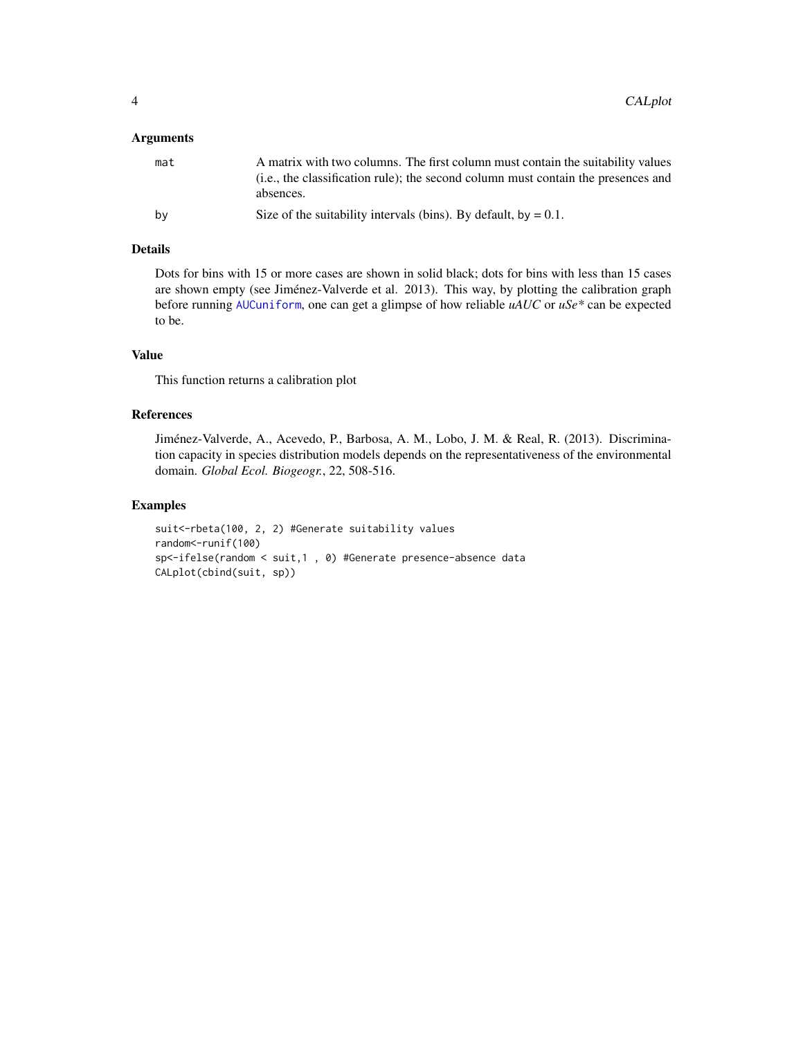## Arguments

| | |
|---|---|
| mat | A matrix with two columns. The first column must contain the suitability values (i.e., the classification rule); the second column must contain the presences and absences. |
| by | Size of the suitability intervals (bins). By default, by = 0.1. |

## Details

Dots for bins with 15 or more cases are shown in solid black; dots for bins with less than 15 cases are shown empty (see Jiménez-Valverde et al. 2013). This way, by plotting the calibration graph before running AUCuniform, one can get a glimpse of how reliable *uAUC* or *uSe\** can be expected to be.

## Value

This function returns a calibration plot

## References

Jiménez-Valverde, A., Acevedo, P., Barbosa, A. M., Lobo, J. M. & Real, R. (2013). Discrimination capacity in species distribution models depends on the representativeness of the environmental domain. *Global Ecol. Biogeogr.*, 22, 508-516.

## Examples

```
suit<-rbeta(100, 2, 2) #Generate suitability values
random<-runif(100)
sp<-ifelse(random < suit,1 , 0) #Generate presence-absence data
CALplot(cbind(suit, sp))
```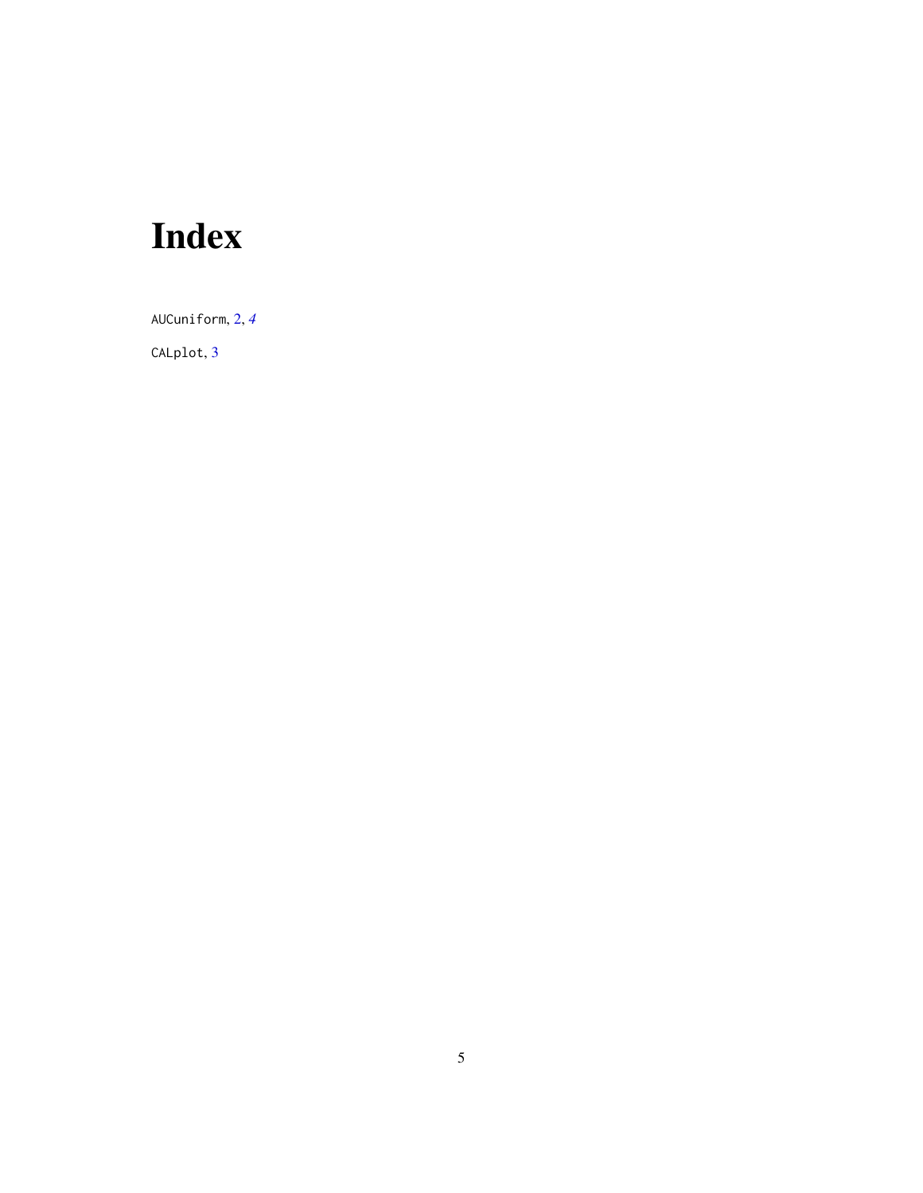# Index

AUCuniform, 2, *4*

CALplot, 3